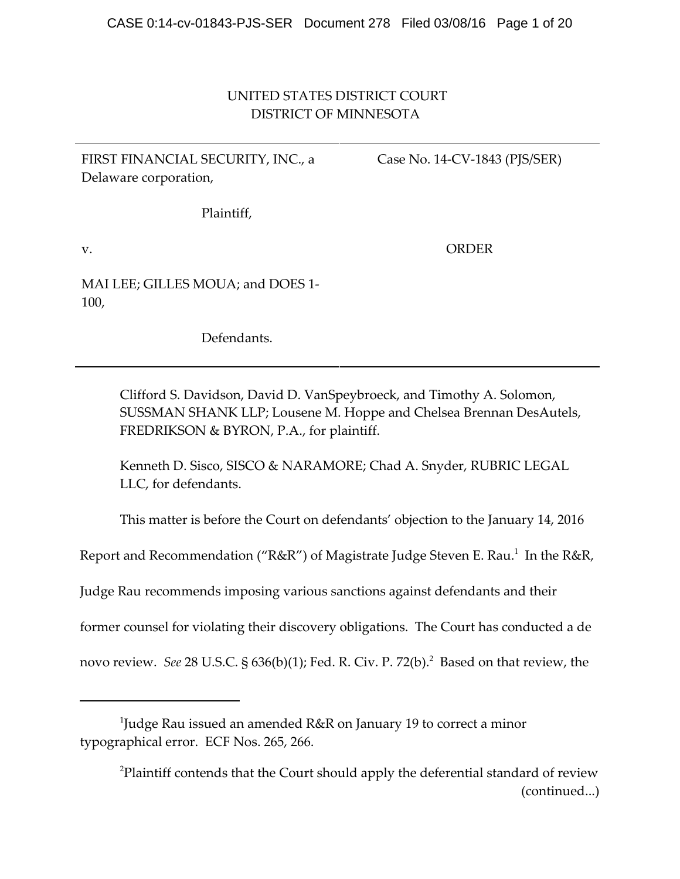UNITED STATES DISTRICT COURT
DISTRICT OF MINNESOTA

| | |
|---|---|
| FIRST FINANCIAL SECURITY, INC., a Delaware corporation,<br><br>Plaintiff,<br><br>v.<br><br>MAI LEE; GILLES MOUA; and DOES 1-100,<br><br>Defendants. | Case No. 14-CV-1843 (PJS/SER)<br><br><br><br>ORDER |

Clifford S. Davidson, David D. VanSpeybroeck, and Timothy A. Solomon, SUSSMAN SHANK LLP; Lousene M. Hoppe and Chelsea Brennan DesAutels, FREDRIKSON & BYRON, P.A., for plaintiff.

Kenneth D. Sisco, SISCO & NARAMORE; Chad A. Snyder, RUBRIC LEGAL LLC, for defendants.

This matter is before the Court on defendants' objection to the January 14, 2016 Report and Recommendation ("R&R") of Magistrate Judge Steven E. Rau.[1] In the R&R, Judge Rau recommends imposing various sanctions against defendants and their former counsel for violating their discovery obligations. The Court has conducted a de novo review. *See* 28 U.S.C. § 636(b)(1); Fed. R. Civ. P. 72(b).[2] Based on that review, the

---

[1]Judge Rau issued an amended R&R on January 19 to correct a minor typographical error. ECF Nos. 265, 266.

[2]Plaintiff contends that the Court should apply the deferential standard of review (continued...)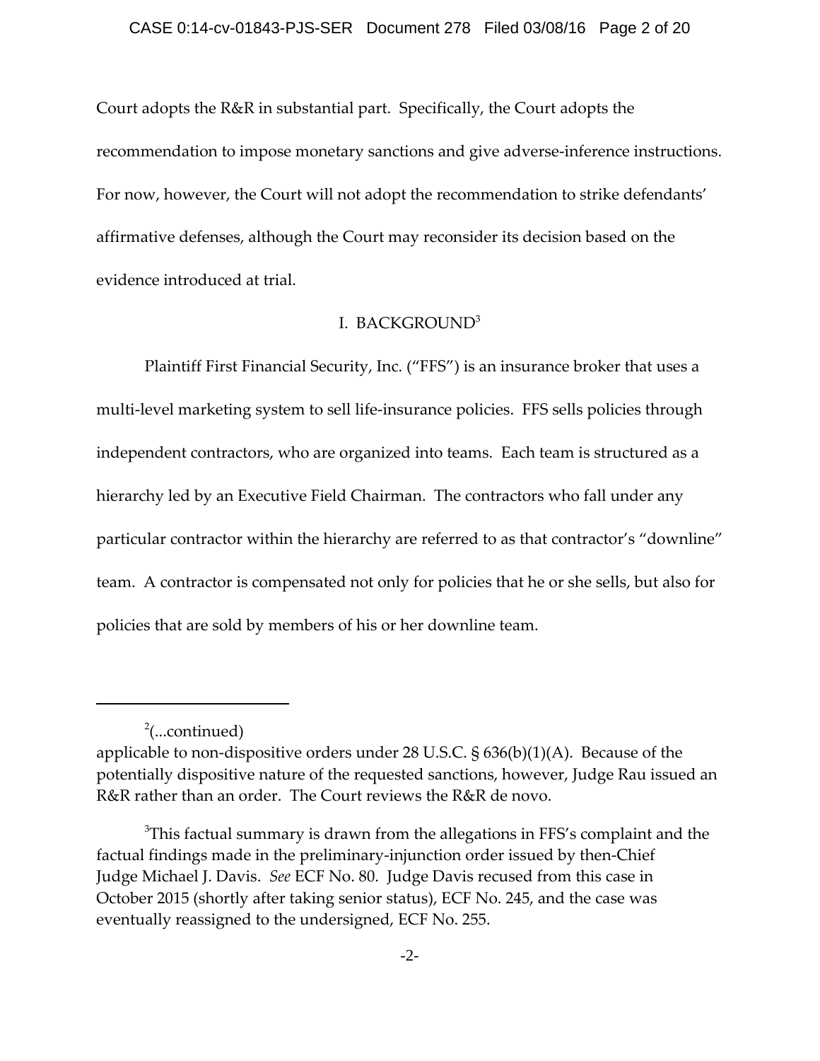Court adopts the R&R in substantial part. Specifically, the Court adopts the recommendation to impose monetary sanctions and give adverse-inference instructions. For now, however, the Court will not adopt the recommendation to strike defendants' affirmative defenses, although the Court may reconsider its decision based on the evidence introduced at trial.

## I. BACKGROUND[3]

Plaintiff First Financial Security, Inc. ("FFS") is an insurance broker that uses a multi-level marketing system to sell life-insurance policies. FFS sells policies through independent contractors, who are organized into teams. Each team is structured as a hierarchy led by an Executive Field Chairman. The contractors who fall under any particular contractor within the hierarchy are referred to as that contractor's "downline" team. A contractor is compensated not only for policies that he or she sells, but also for policies that are sold by members of his or her downline team.

---

[2](...continued)
applicable to non-dispositive orders under 28 U.S.C. § 636(b)(1)(A). Because of the potentially dispositive nature of the requested sanctions, however, Judge Rau issued an R&R rather than an order. The Court reviews the R&R de novo.

[3]This factual summary is drawn from the allegations in FFS's complaint and the factual findings made in the preliminary-injunction order issued by then-Chief Judge Michael J. Davis. *See* ECF No. 80. Judge Davis recused from this case in October 2015 (shortly after taking senior status), ECF No. 245, and the case was eventually reassigned to the undersigned, ECF No. 255.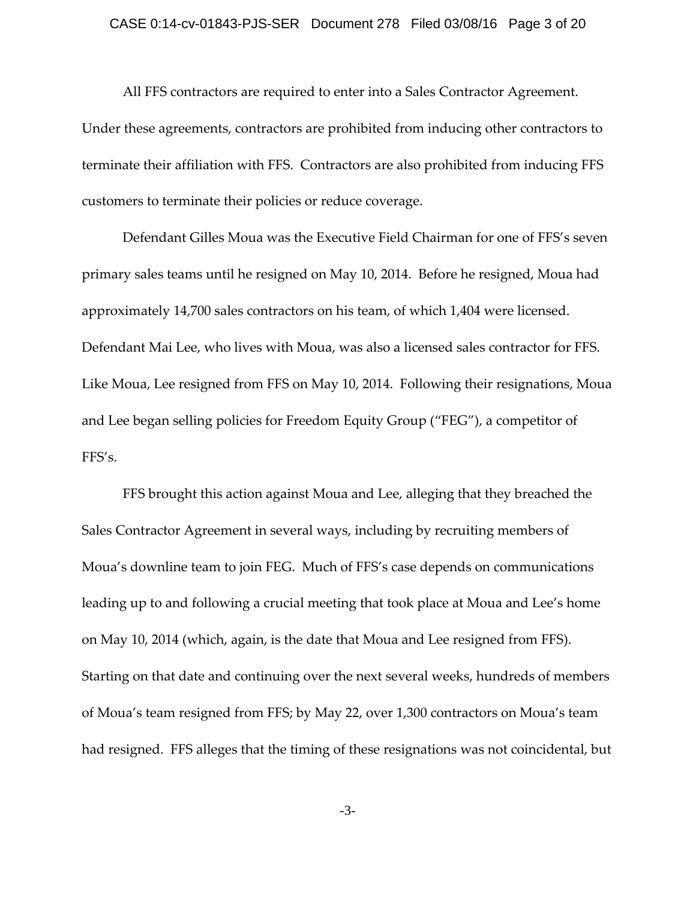All FFS contractors are required to enter into a Sales Contractor Agreement. Under these agreements, contractors are prohibited from inducing other contractors to terminate their affiliation with FFS. Contractors are also prohibited from inducing FFS customers to terminate their policies or reduce coverage.

Defendant Gilles Moua was the Executive Field Chairman for one of FFS's seven primary sales teams until he resigned on May 10, 2014. Before he resigned, Moua had approximately 14,700 sales contractors on his team, of which 1,404 were licensed. Defendant Mai Lee, who lives with Moua, was also a licensed sales contractor for FFS. Like Moua, Lee resigned from FFS on May 10, 2014. Following their resignations, Moua and Lee began selling policies for Freedom Equity Group ("FEG"), a competitor of FFS's.

FFS brought this action against Moua and Lee, alleging that they breached the Sales Contractor Agreement in several ways, including by recruiting members of Moua's downline team to join FEG. Much of FFS's case depends on communications leading up to and following a crucial meeting that took place at Moua and Lee's home on May 10, 2014 (which, again, is the date that Moua and Lee resigned from FFS). Starting on that date and continuing over the next several weeks, hundreds of members of Moua's team resigned from FFS; by May 22, over 1,300 contractors on Moua's team had resigned. FFS alleges that the timing of these resignations was not coincidental, but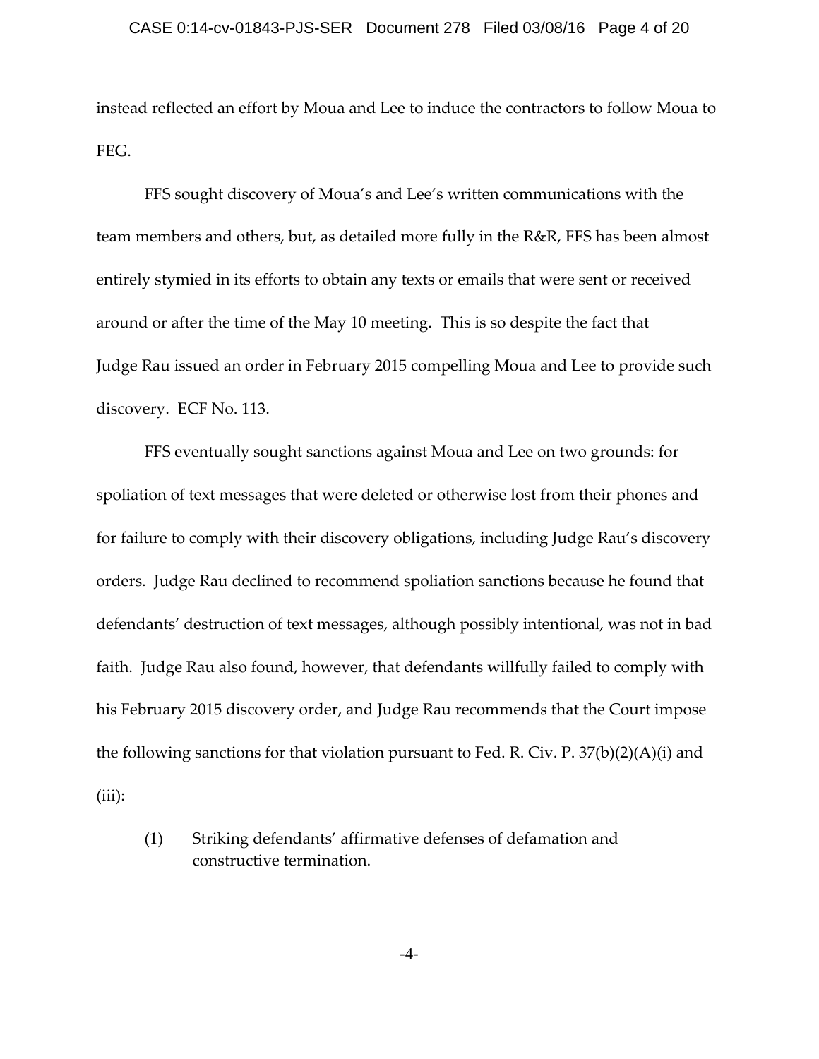instead reflected an effort by Moua and Lee to induce the contractors to follow Moua to FEG.

FFS sought discovery of Moua's and Lee's written communications with the team members and others, but, as detailed more fully in the R&R, FFS has been almost entirely stymied in its efforts to obtain any texts or emails that were sent or received around or after the time of the May 10 meeting. This is so despite the fact that Judge Rau issued an order in February 2015 compelling Moua and Lee to provide such discovery. ECF No. 113.

FFS eventually sought sanctions against Moua and Lee on two grounds: for spoliation of text messages that were deleted or otherwise lost from their phones and for failure to comply with their discovery obligations, including Judge Rau's discovery orders. Judge Rau declined to recommend spoliation sanctions because he found that defendants' destruction of text messages, although possibly intentional, was not in bad faith. Judge Rau also found, however, that defendants willfully failed to comply with his February 2015 discovery order, and Judge Rau recommends that the Court impose the following sanctions for that violation pursuant to Fed. R. Civ. P. 37(b)(2)(A)(i) and (iii):

(1) Striking defendants' affirmative defenses of defamation and constructive termination.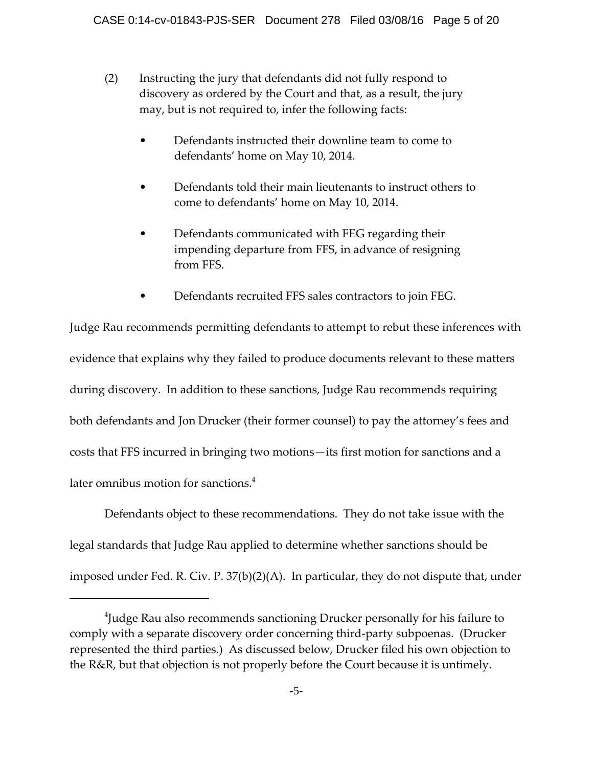(2) Instructing the jury that defendants did not fully respond to discovery as ordered by the Court and that, as a result, the jury may, but is not required to, infer the following facts:

- Defendants instructed their downline team to come to defendants' home on May 10, 2014.
- Defendants told their main lieutenants to instruct others to come to defendants' home on May 10, 2014.
- Defendants communicated with FEG regarding their impending departure from FFS, in advance of resigning from FFS.
- Defendants recruited FFS sales contractors to join FEG.

Judge Rau recommends permitting defendants to attempt to rebut these inferences with evidence that explains why they failed to produce documents relevant to these matters during discovery. In addition to these sanctions, Judge Rau recommends requiring both defendants and Jon Drucker (their former counsel) to pay the attorney's fees and costs that FFS incurred in bringing two motions—its first motion for sanctions and a later omnibus motion for sanctions.[4]

Defendants object to these recommendations. They do not take issue with the legal standards that Judge Rau applied to determine whether sanctions should be imposed under Fed. R. Civ. P. 37(b)(2)(A). In particular, they do not dispute that, under

---

[4]Judge Rau also recommends sanctioning Drucker personally for his failure to comply with a separate discovery order concerning third-party subpoenas. (Drucker represented the third parties.) As discussed below, Drucker filed his own objection to the R&R, but that objection is not properly before the Court because it is untimely.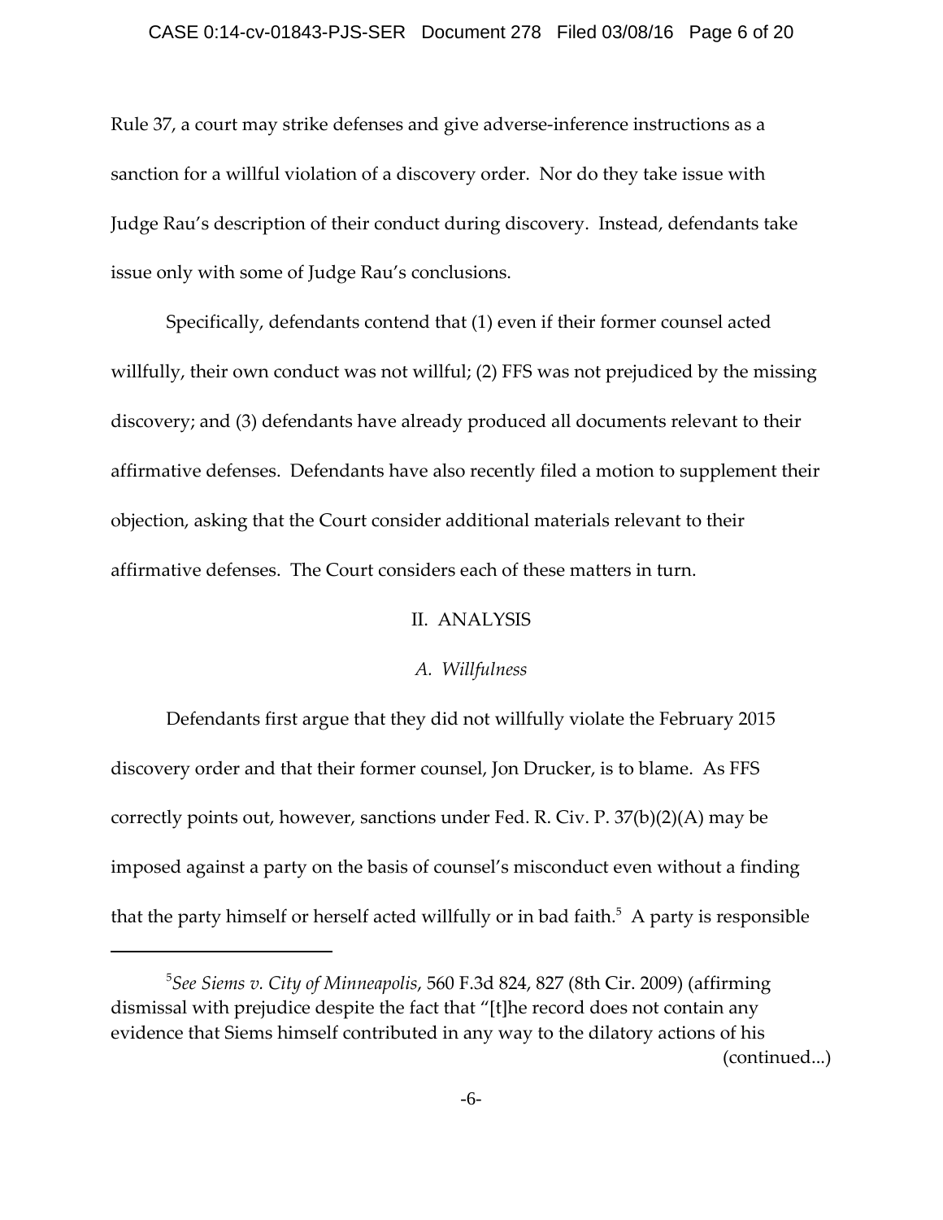Rule 37, a court may strike defenses and give adverse-inference instructions as a sanction for a willful violation of a discovery order. Nor do they take issue with Judge Rau's description of their conduct during discovery. Instead, defendants take issue only with some of Judge Rau's conclusions.

Specifically, defendants contend that (1) even if their former counsel acted willfully, their own conduct was not willful; (2) FFS was not prejudiced by the missing discovery; and (3) defendants have already produced all documents relevant to their affirmative defenses. Defendants have also recently filed a motion to supplement their objection, asking that the Court consider additional materials relevant to their affirmative defenses. The Court considers each of these matters in turn.

## II. ANALYSIS

### *A. Willfulness*

Defendants first argue that they did not willfully violate the February 2015 discovery order and that their former counsel, Jon Drucker, is to blame. As FFS correctly points out, however, sanctions under Fed. R. Civ. P. 37(b)(2)(A) may be imposed against a party on the basis of counsel's misconduct even without a finding that the party himself or herself acted willfully or in bad faith.[5] A party is responsible

---

[5]*See Siems v. City of Minneapolis*, 560 F.3d 824, 827 (8th Cir. 2009) (affirming dismissal with prejudice despite the fact that "[t]he record does not contain any evidence that Siems himself contributed in any way to the dilatory actions of his (continued...)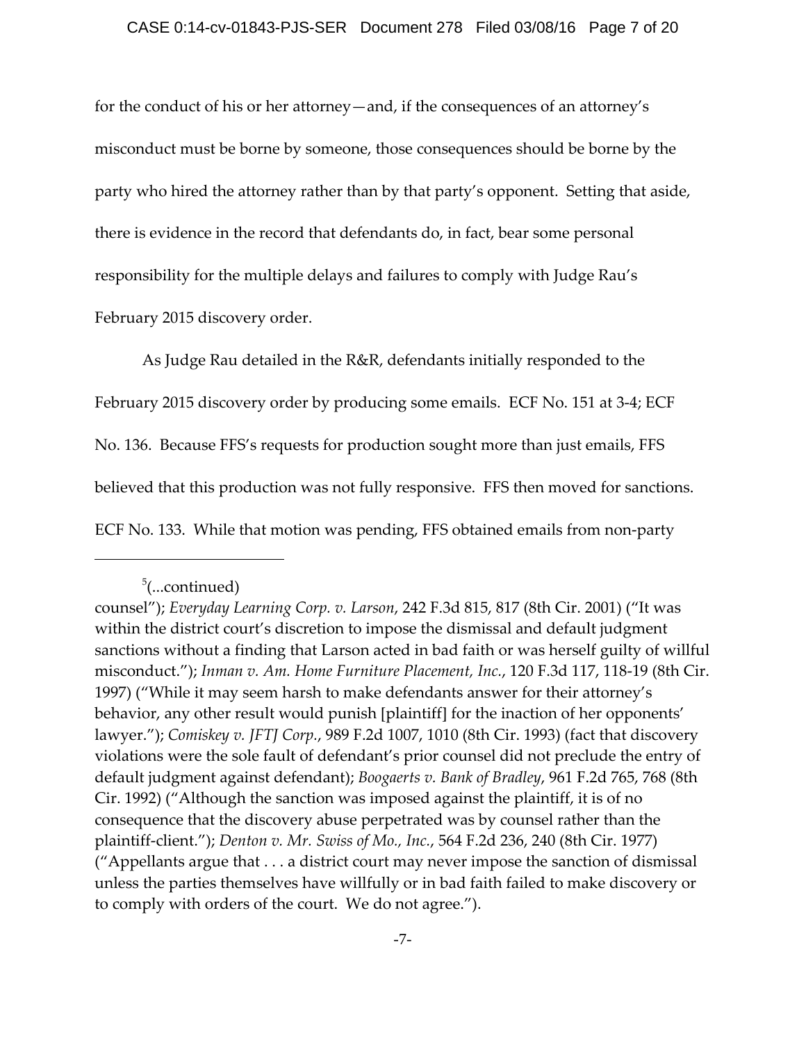for the conduct of his or her attorney—and, if the consequences of an attorney's misconduct must be borne by someone, those consequences should be borne by the party who hired the attorney rather than by that party's opponent. Setting that aside, there is evidence in the record that defendants do, in fact, bear some personal responsibility for the multiple delays and failures to comply with Judge Rau's February 2015 discovery order.

As Judge Rau detailed in the R&R, defendants initially responded to the February 2015 discovery order by producing some emails. ECF No. 151 at 3-4; ECF No. 136. Because FFS's requests for production sought more than just emails, FFS believed that this production was not fully responsive. FFS then moved for sanctions. ECF No. 133. While that motion was pending, FFS obtained emails from non-party

---

[5](...continued)
counsel"); *Everyday Learning Corp. v. Larson*, 242 F.3d 815, 817 (8th Cir. 2001) ("It was within the district court's discretion to impose the dismissal and default judgment sanctions without a finding that Larson acted in bad faith or was herself guilty of willful misconduct."); *Inman v. Am. Home Furniture Placement, Inc.*, 120 F.3d 117, 118-19 (8th Cir. 1997) ("While it may seem harsh to make defendants answer for their attorney's behavior, any other result would punish [plaintiff] for the inaction of her opponents' lawyer."); *Comiskey v. JFTJ Corp.*, 989 F.2d 1007, 1010 (8th Cir. 1993) (fact that discovery violations were the sole fault of defendant's prior counsel did not preclude the entry of default judgment against defendant); *Boogaerts v. Bank of Bradley*, 961 F.2d 765, 768 (8th Cir. 1992) ("Although the sanction was imposed against the plaintiff, it is of no consequence that the discovery abuse perpetrated was by counsel rather than the plaintiff-client."); *Denton v. Mr. Swiss of Mo., Inc.*, 564 F.2d 236, 240 (8th Cir. 1977) ("Appellants argue that . . . a district court may never impose the sanction of dismissal unless the parties themselves have willfully or in bad faith failed to make discovery or to comply with orders of the court. We do not agree.").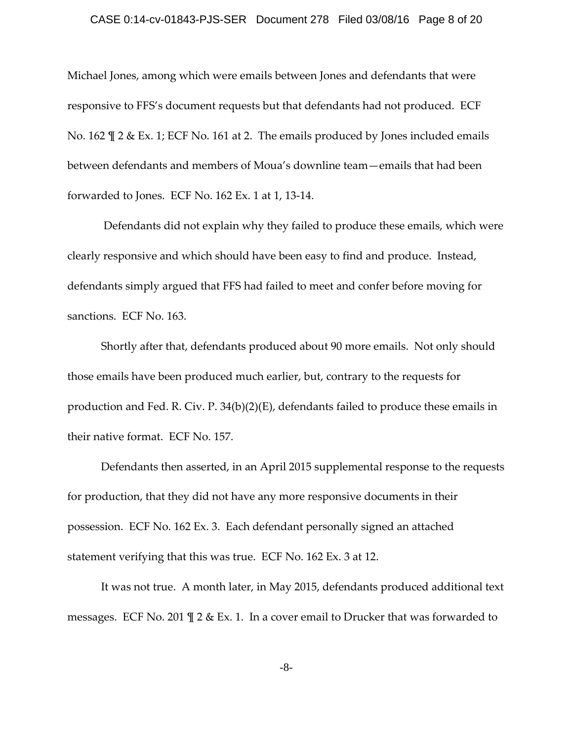Michael Jones, among which were emails between Jones and defendants that were responsive to FFS's document requests but that defendants had not produced. ECF No. 162 ¶ 2 & Ex. 1; ECF No. 161 at 2. The emails produced by Jones included emails between defendants and members of Moua's downline team—emails that had been forwarded to Jones. ECF No. 162 Ex. 1 at 1, 13-14.

Defendants did not explain why they failed to produce these emails, which were clearly responsive and which should have been easy to find and produce. Instead, defendants simply argued that FFS had failed to meet and confer before moving for sanctions. ECF No. 163.

Shortly after that, defendants produced about 90 more emails. Not only should those emails have been produced much earlier, but, contrary to the requests for production and Fed. R. Civ. P. 34(b)(2)(E), defendants failed to produce these emails in their native format. ECF No. 157.

Defendants then asserted, in an April 2015 supplemental response to the requests for production, that they did not have any more responsive documents in their possession. ECF No. 162 Ex. 3. Each defendant personally signed an attached statement verifying that this was true. ECF No. 162 Ex. 3 at 12.

It was not true. A month later, in May 2015, defendants produced additional text messages. ECF No. 201 ¶ 2 & Ex. 1. In a cover email to Drucker that was forwarded to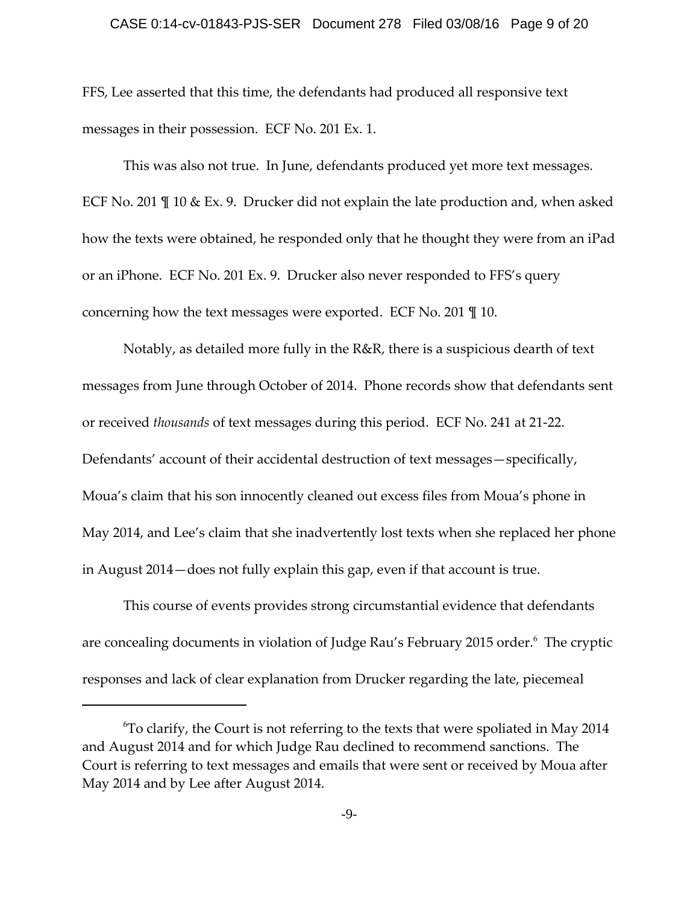FFS, Lee asserted that this time, the defendants had produced all responsive text messages in their possession. ECF No. 201 Ex. 1.

This was also not true. In June, defendants produced yet more text messages. ECF No. 201 ¶ 10 & Ex. 9. Drucker did not explain the late production and, when asked how the texts were obtained, he responded only that he thought they were from an iPad or an iPhone. ECF No. 201 Ex. 9. Drucker also never responded to FFS's query concerning how the text messages were exported. ECF No. 201 ¶ 10.

Notably, as detailed more fully in the R&R, there is a suspicious dearth of text messages from June through October of 2014. Phone records show that defendants sent or received *thousands* of text messages during this period. ECF No. 241 at 21-22. Defendants' account of their accidental destruction of text messages—specifically, Moua's claim that his son innocently cleaned out excess files from Moua's phone in May 2014, and Lee's claim that she inadvertently lost texts when she replaced her phone in August 2014—does not fully explain this gap, even if that account is true.

This course of events provides strong circumstantial evidence that defendants are concealing documents in violation of Judge Rau's February 2015 order.[6] The cryptic responses and lack of clear explanation from Drucker regarding the late, piecemeal

---

[6]To clarify, the Court is not referring to the texts that were spoliated in May 2014 and August 2014 and for which Judge Rau declined to recommend sanctions. The Court is referring to text messages and emails that were sent or received by Moua after May 2014 and by Lee after August 2014.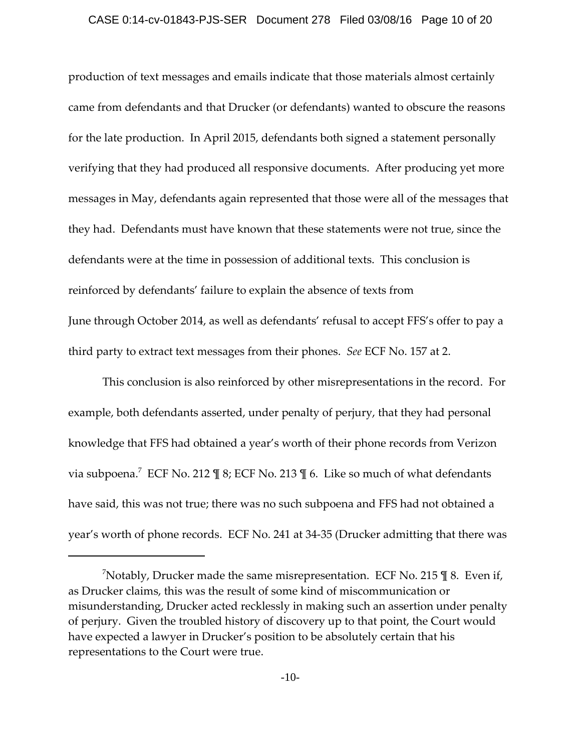production of text messages and emails indicate that those materials almost certainly came from defendants and that Drucker (or defendants) wanted to obscure the reasons for the late production. In April 2015, defendants both signed a statement personally verifying that they had produced all responsive documents. After producing yet more messages in May, defendants again represented that those were all of the messages that they had. Defendants must have known that these statements were not true, since the defendants were at the time in possession of additional texts. This conclusion is reinforced by defendants' failure to explain the absence of texts from June through October 2014, as well as defendants' refusal to accept FFS's offer to pay a third party to extract text messages from their phones. *See* ECF No. 157 at 2.

This conclusion is also reinforced by other misrepresentations in the record. For example, both defendants asserted, under penalty of perjury, that they had personal knowledge that FFS had obtained a year's worth of their phone records from Verizon via subpoena.[7] ECF No. 212 ¶ 8; ECF No. 213 ¶ 6. Like so much of what defendants have said, this was not true; there was no such subpoena and FFS had not obtained a year's worth of phone records. ECF No. 241 at 34-35 (Drucker admitting that there was

[7]Notably, Drucker made the same misrepresentation. ECF No. 215 ¶ 8. Even if, as Drucker claims, this was the result of some kind of miscommunication or misunderstanding, Drucker acted recklessly in making such an assertion under penalty of perjury. Given the troubled history of discovery up to that point, the Court would have expected a lawyer in Drucker's position to be absolutely certain that his representations to the Court were true.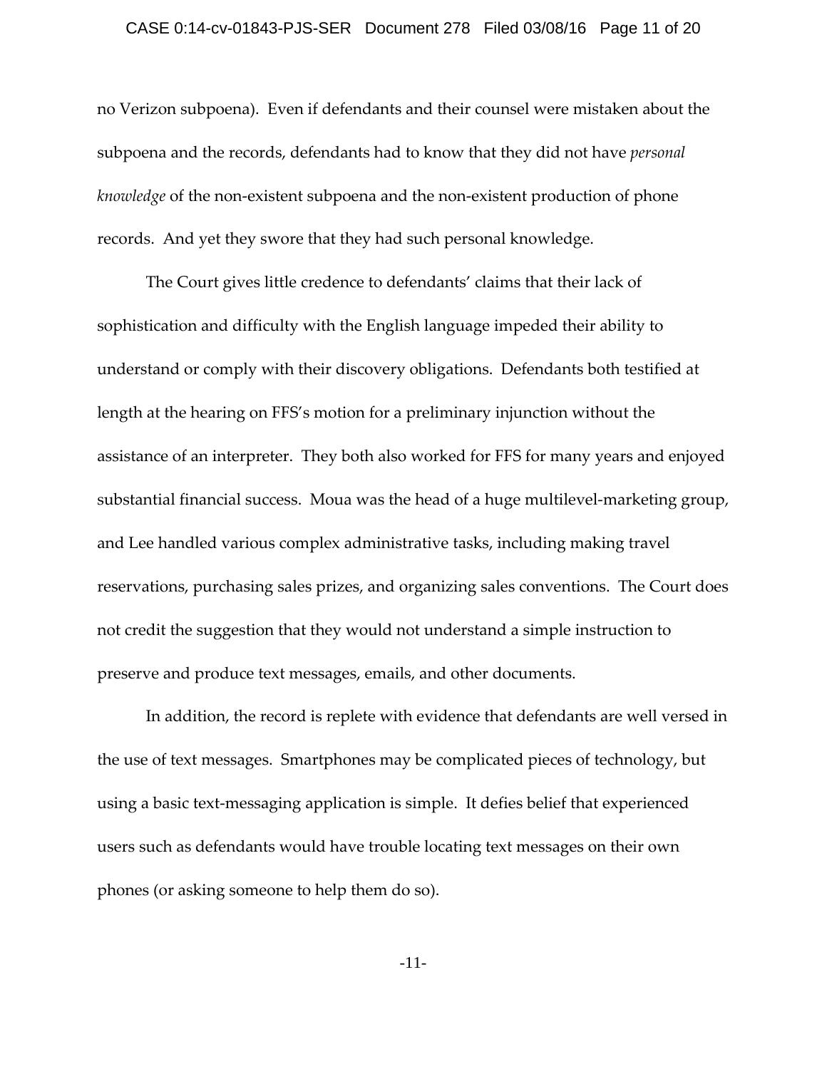no Verizon subpoena). Even if defendants and their counsel were mistaken about the subpoena and the records, defendants had to know that they did not have *personal knowledge* of the non-existent subpoena and the non-existent production of phone records. And yet they swore that they had such personal knowledge.

The Court gives little credence to defendants' claims that their lack of sophistication and difficulty with the English language impeded their ability to understand or comply with their discovery obligations. Defendants both testified at length at the hearing on FFS's motion for a preliminary injunction without the assistance of an interpreter. They both also worked for FFS for many years and enjoyed substantial financial success. Moua was the head of a huge multilevel-marketing group, and Lee handled various complex administrative tasks, including making travel reservations, purchasing sales prizes, and organizing sales conventions. The Court does not credit the suggestion that they would not understand a simple instruction to preserve and produce text messages, emails, and other documents.

In addition, the record is replete with evidence that defendants are well versed in the use of text messages. Smartphones may be complicated pieces of technology, but using a basic text-messaging application is simple. It defies belief that experienced users such as defendants would have trouble locating text messages on their own phones (or asking someone to help them do so).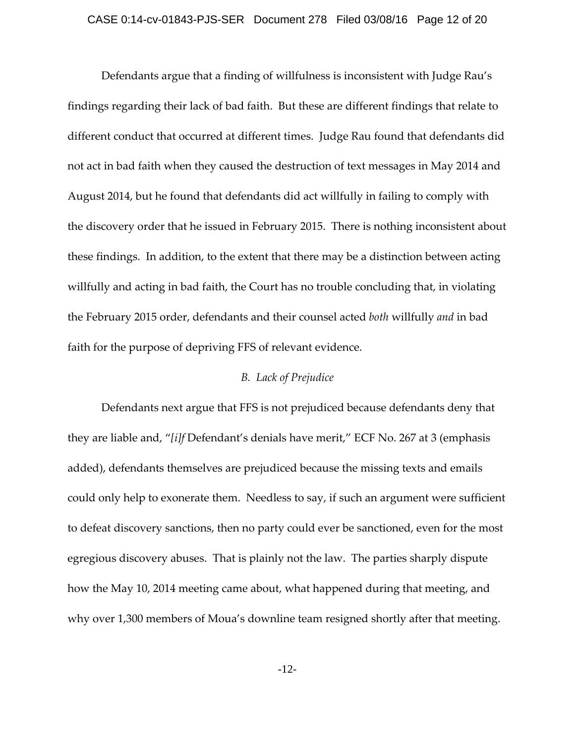Defendants argue that a finding of willfulness is inconsistent with Judge Rau's findings regarding their lack of bad faith. But these are different findings that relate to different conduct that occurred at different times. Judge Rau found that defendants did not act in bad faith when they caused the destruction of text messages in May 2014 and August 2014, but he found that defendants did act willfully in failing to comply with the discovery order that he issued in February 2015. There is nothing inconsistent about these findings. In addition, to the extent that there may be a distinction between acting willfully and acting in bad faith, the Court has no trouble concluding that, in violating the February 2015 order, defendants and their counsel acted *both* willfully *and* in bad faith for the purpose of depriving FFS of relevant evidence.

*B. Lack of Prejudice*

Defendants next argue that FFS is not prejudiced because defendants deny that they are liable and, "*[i]f* Defendant's denials have merit," ECF No. 267 at 3 (emphasis added), defendants themselves are prejudiced because the missing texts and emails could only help to exonerate them. Needless to say, if such an argument were sufficient to defeat discovery sanctions, then no party could ever be sanctioned, even for the most egregious discovery abuses. That is plainly not the law. The parties sharply dispute how the May 10, 2014 meeting came about, what happened during that meeting, and why over 1,300 members of Moua's downline team resigned shortly after that meeting.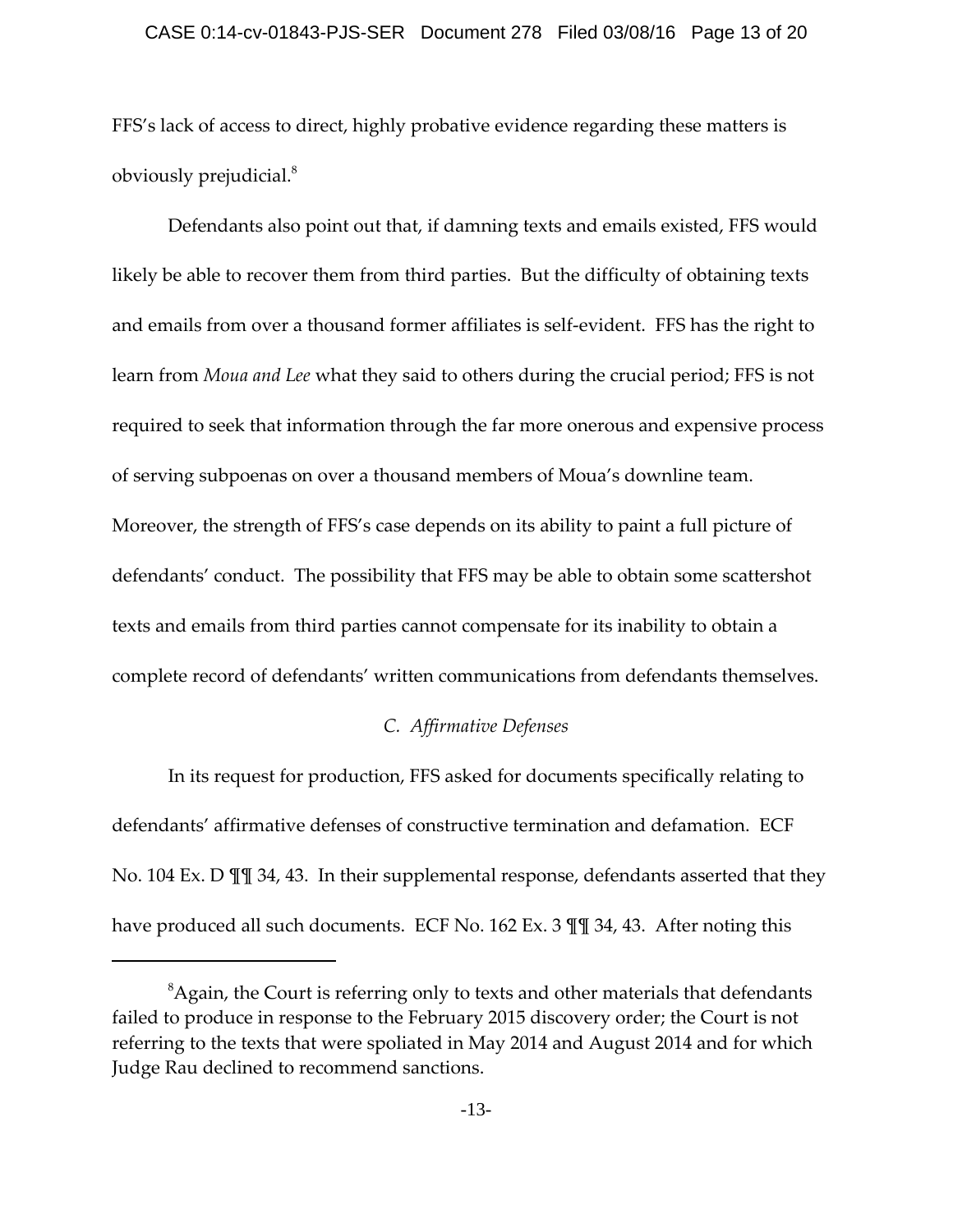FFS's lack of access to direct, highly probative evidence regarding these matters is obviously prejudicial.[8]

Defendants also point out that, if damning texts and emails existed, FFS would likely be able to recover them from third parties. But the difficulty of obtaining texts and emails from over a thousand former affiliates is self-evident. FFS has the right to learn from *Moua and Lee* what they said to others during the crucial period; FFS is not required to seek that information through the far more onerous and expensive process of serving subpoenas on over a thousand members of Moua's downline team. Moreover, the strength of FFS's case depends on its ability to paint a full picture of defendants' conduct. The possibility that FFS may be able to obtain some scattershot texts and emails from third parties cannot compensate for its inability to obtain a complete record of defendants' written communications from defendants themselves.

### *C. Affirmative Defenses*

In its request for production, FFS asked for documents specifically relating to defendants' affirmative defenses of constructive termination and defamation. ECF No. 104 Ex. D ¶¶ 34, 43. In their supplemental response, defendants asserted that they have produced all such documents. ECF No. 162 Ex. 3 ¶¶ 34, 43. After noting this

---

[8]Again, the Court is referring only to texts and other materials that defendants failed to produce in response to the February 2015 discovery order; the Court is not referring to the texts that were spoliated in May 2014 and August 2014 and for which Judge Rau declined to recommend sanctions.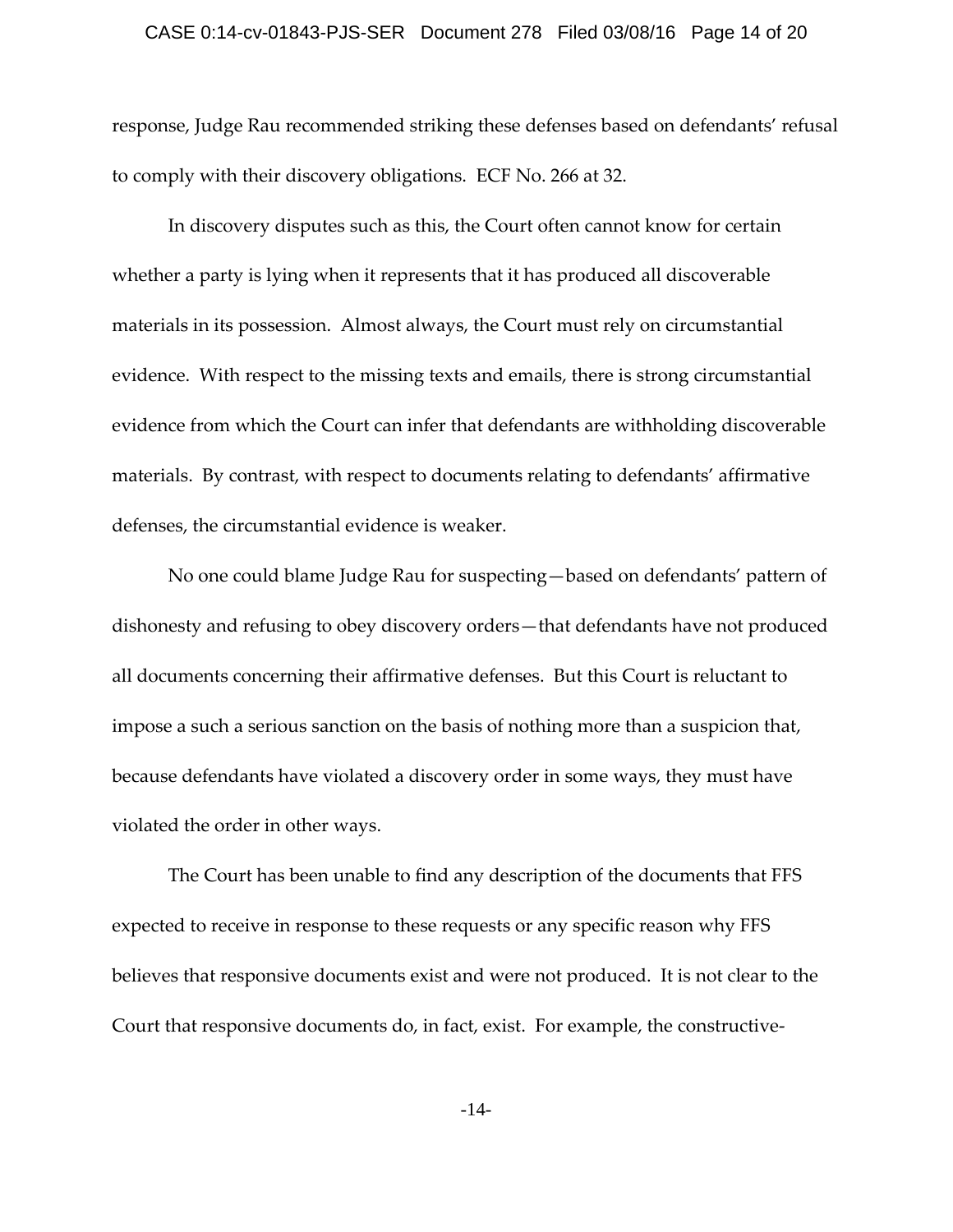response, Judge Rau recommended striking these defenses based on defendants' refusal to comply with their discovery obligations. ECF No. 266 at 32.

In discovery disputes such as this, the Court often cannot know for certain whether a party is lying when it represents that it has produced all discoverable materials in its possession. Almost always, the Court must rely on circumstantial evidence. With respect to the missing texts and emails, there is strong circumstantial evidence from which the Court can infer that defendants are withholding discoverable materials. By contrast, with respect to documents relating to defendants' affirmative defenses, the circumstantial evidence is weaker.

No one could blame Judge Rau for suspecting—based on defendants' pattern of dishonesty and refusing to obey discovery orders—that defendants have not produced all documents concerning their affirmative defenses. But this Court is reluctant to impose a such a serious sanction on the basis of nothing more than a suspicion that, because defendants have violated a discovery order in some ways, they must have violated the order in other ways.

The Court has been unable to find any description of the documents that FFS expected to receive in response to these requests or any specific reason why FFS believes that responsive documents exist and were not produced. It is not clear to the Court that responsive documents do, in fact, exist. For example, the constructive-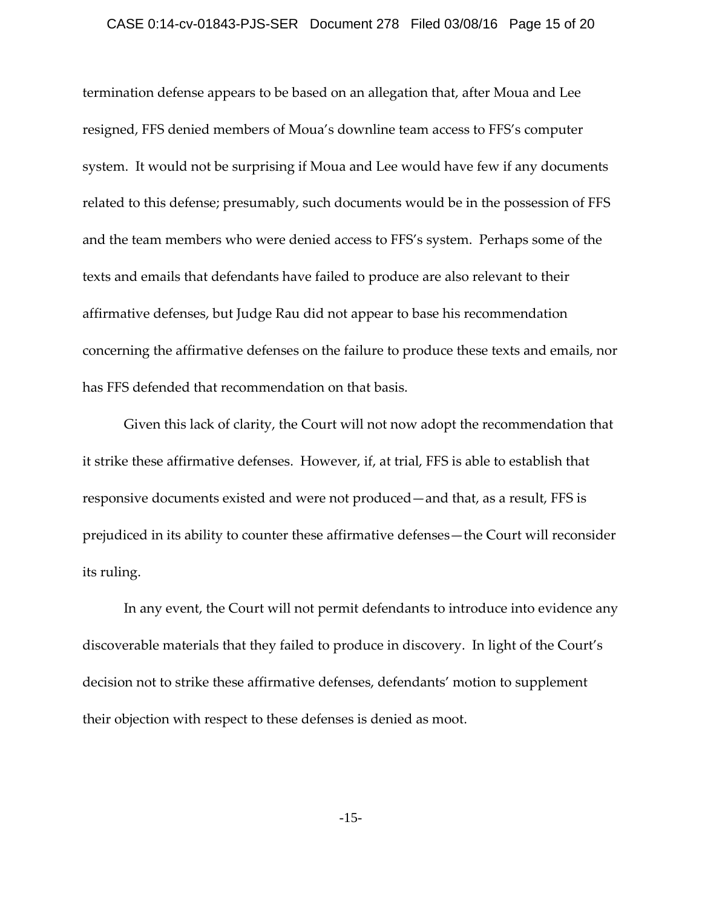termination defense appears to be based on an allegation that, after Moua and Lee resigned, FFS denied members of Moua's downline team access to FFS's computer system. It would not be surprising if Moua and Lee would have few if any documents related to this defense; presumably, such documents would be in the possession of FFS and the team members who were denied access to FFS's system. Perhaps some of the texts and emails that defendants have failed to produce are also relevant to their affirmative defenses, but Judge Rau did not appear to base his recommendation concerning the affirmative defenses on the failure to produce these texts and emails, nor has FFS defended that recommendation on that basis.

Given this lack of clarity, the Court will not now adopt the recommendation that it strike these affirmative defenses. However, if, at trial, FFS is able to establish that responsive documents existed and were not produced—and that, as a result, FFS is prejudiced in its ability to counter these affirmative defenses—the Court will reconsider its ruling.

In any event, the Court will not permit defendants to introduce into evidence any discoverable materials that they failed to produce in discovery. In light of the Court's decision not to strike these affirmative defenses, defendants' motion to supplement their objection with respect to these defenses is denied as moot.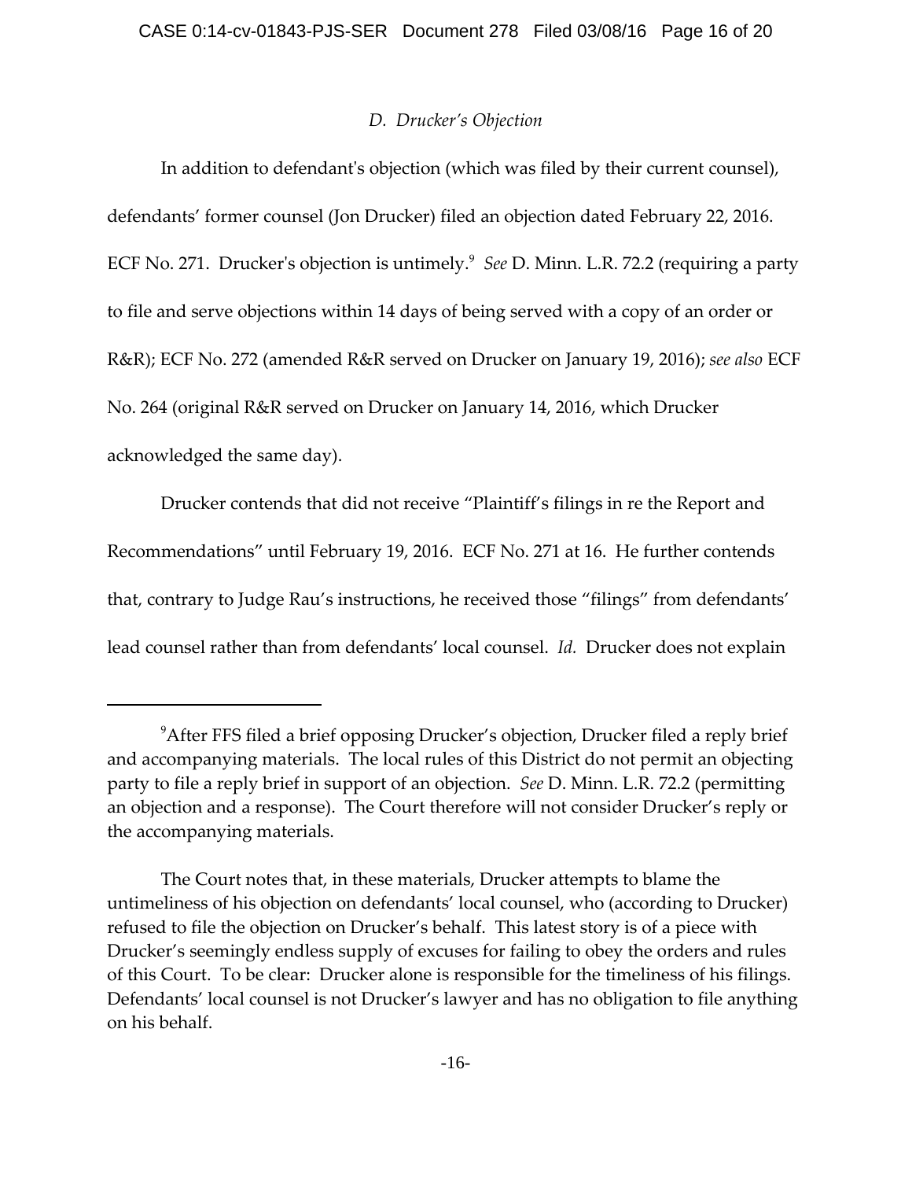### *D. Drucker's Objection*

In addition to defendant's objection (which was filed by their current counsel), defendants' former counsel (Jon Drucker) filed an objection dated February 22, 2016. ECF No. 271. Drucker's objection is untimely.[9] *See* D. Minn. L.R. 72.2 (requiring a party to file and serve objections within 14 days of being served with a copy of an order or R&R); ECF No. 272 (amended R&R served on Drucker on January 19, 2016); *see also* ECF No. 264 (original R&R served on Drucker on January 14, 2016, which Drucker acknowledged the same day).

Drucker contends that did not receive "Plaintiff's filings in re the Report and Recommendations" until February 19, 2016. ECF No. 271 at 16. He further contends that, contrary to Judge Rau's instructions, he received those "filings" from defendants' lead counsel rather than from defendants' local counsel. *Id.* Drucker does not explain

---

[9]After FFS filed a brief opposing Drucker's objection, Drucker filed a reply brief and accompanying materials. The local rules of this District do not permit an objecting party to file a reply brief in support of an objection. *See* D. Minn. L.R. 72.2 (permitting an objection and a response). The Court therefore will not consider Drucker's reply or the accompanying materials.

The Court notes that, in these materials, Drucker attempts to blame the untimeliness of his objection on defendants' local counsel, who (according to Drucker) refused to file the objection on Drucker's behalf. This latest story is of a piece with Drucker's seemingly endless supply of excuses for failing to obey the orders and rules of this Court. To be clear: Drucker alone is responsible for the timeliness of his filings. Defendants' local counsel is not Drucker's lawyer and has no obligation to file anything on his behalf.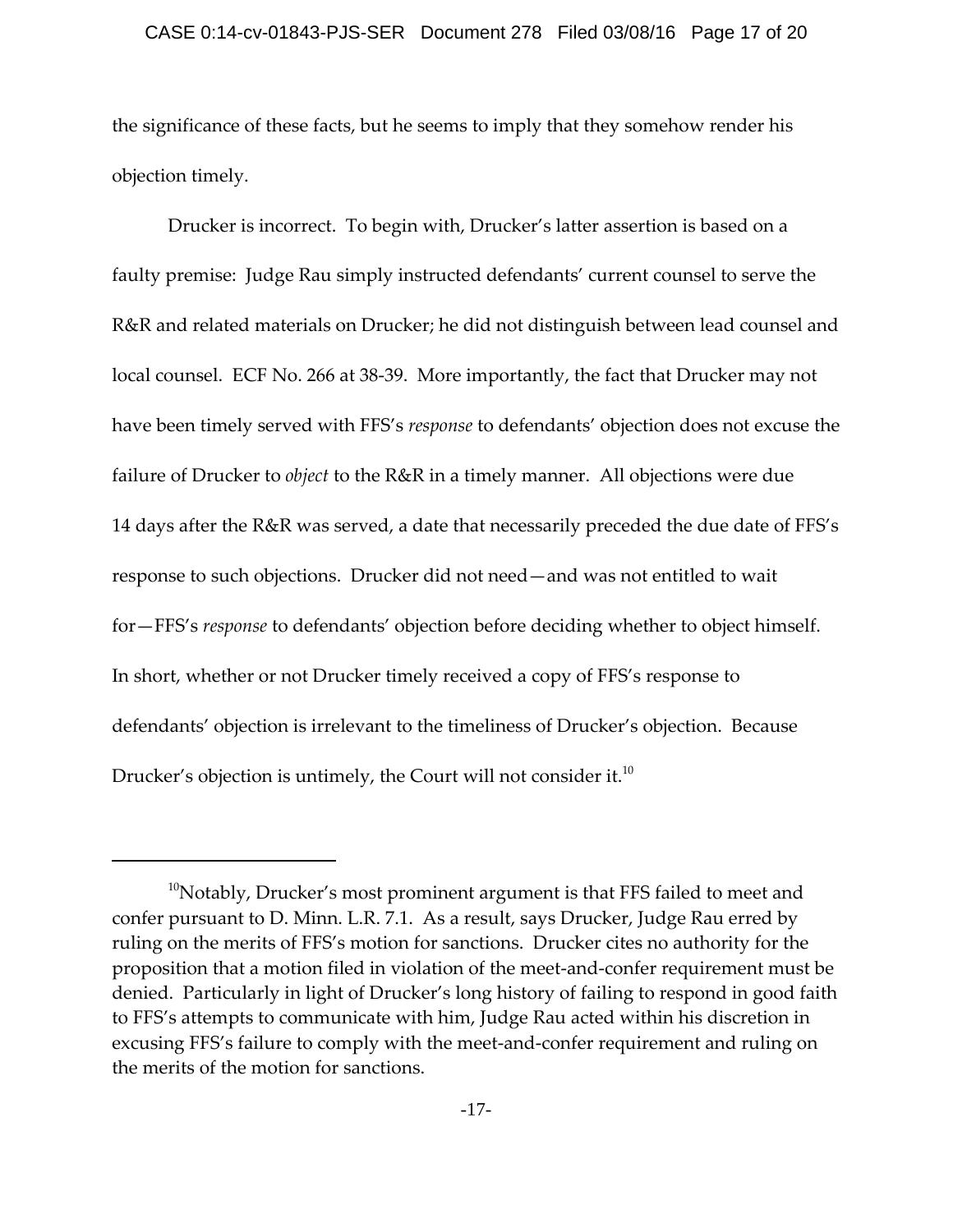the significance of these facts, but he seems to imply that they somehow render his objection timely.

Drucker is incorrect. To begin with, Drucker's latter assertion is based on a faulty premise: Judge Rau simply instructed defendants' current counsel to serve the R&R and related materials on Drucker; he did not distinguish between lead counsel and local counsel. ECF No. 266 at 38-39. More importantly, the fact that Drucker may not have been timely served with FFS's *response* to defendants' objection does not excuse the failure of Drucker to *object* to the R&R in a timely manner. All objections were due 14 days after the R&R was served, a date that necessarily preceded the due date of FFS's response to such objections. Drucker did not need—and was not entitled to wait for—FFS's *response* to defendants' objection before deciding whether to object himself. In short, whether or not Drucker timely received a copy of FFS's response to defendants' objection is irrelevant to the timeliness of Drucker's objection. Because Drucker's objection is untimely, the Court will not consider it.[10]

---

[10]Notably, Drucker's most prominent argument is that FFS failed to meet and confer pursuant to D. Minn. L.R. 7.1. As a result, says Drucker, Judge Rau erred by ruling on the merits of FFS's motion for sanctions. Drucker cites no authority for the proposition that a motion filed in violation of the meet-and-confer requirement must be denied. Particularly in light of Drucker's long history of failing to respond in good faith to FFS's attempts to communicate with him, Judge Rau acted within his discretion in excusing FFS's failure to comply with the meet-and-confer requirement and ruling on the merits of the motion for sanctions.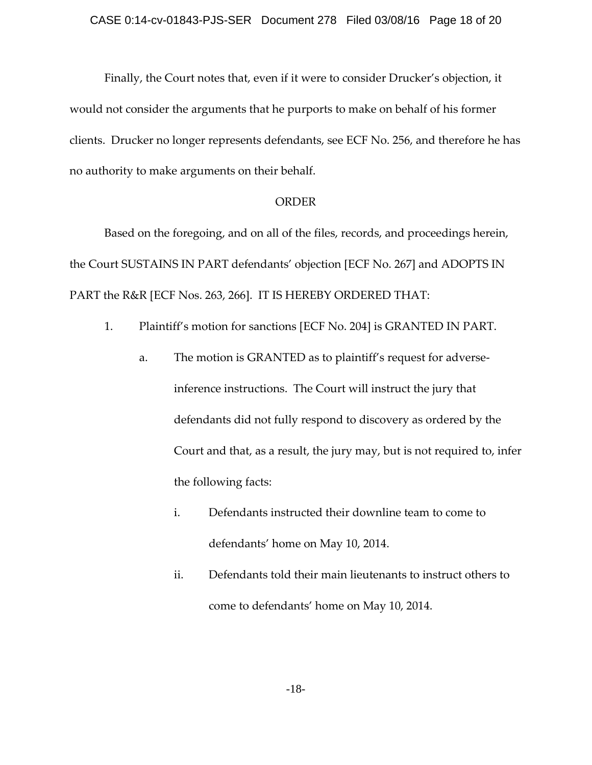Finally, the Court notes that, even if it were to consider Drucker's objection, it would not consider the arguments that he purports to make on behalf of his former clients. Drucker no longer represents defendants, see ECF No. 256, and therefore he has no authority to make arguments on their behalf.

## ORDER

Based on the foregoing, and on all of the files, records, and proceedings herein, the Court SUSTAINS IN PART defendants' objection [ECF No. 267] and ADOPTS IN PART the R&R [ECF Nos. 263, 266]. IT IS HEREBY ORDERED THAT:

1. Plaintiff's motion for sanctions [ECF No. 204] is GRANTED IN PART.

   a. The motion is GRANTED as to plaintiff's request for adverse-inference instructions. The Court will instruct the jury that defendants did not fully respond to discovery as ordered by the Court and that, as a result, the jury may, but is not required to, infer the following facts:

      i. Defendants instructed their downline team to come to defendants' home on May 10, 2014.

      ii. Defendants told their main lieutenants to instruct others to come to defendants' home on May 10, 2014.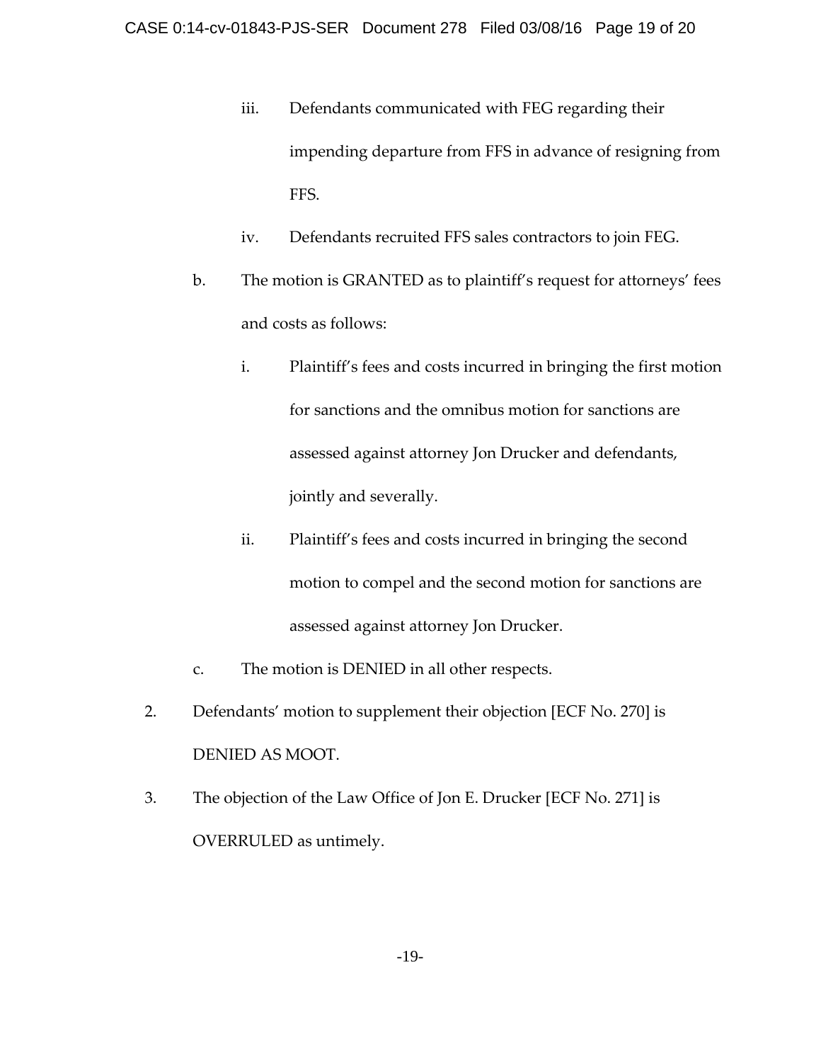iii. Defendants communicated with FEG regarding their impending departure from FFS in advance of resigning from FFS.

iv. Defendants recruited FFS sales contractors to join FEG.

b. The motion is GRANTED as to plaintiff's request for attorneys' fees and costs as follows:

i. Plaintiff's fees and costs incurred in bringing the first motion for sanctions and the omnibus motion for sanctions are assessed against attorney Jon Drucker and defendants, jointly and severally.

ii. Plaintiff's fees and costs incurred in bringing the second motion to compel and the second motion for sanctions are assessed against attorney Jon Drucker.

c. The motion is DENIED in all other respects.

2. Defendants' motion to supplement their objection [ECF No. 270] is DENIED AS MOOT.

3. The objection of the Law Office of Jon E. Drucker [ECF No. 271] is OVERRULED as untimely.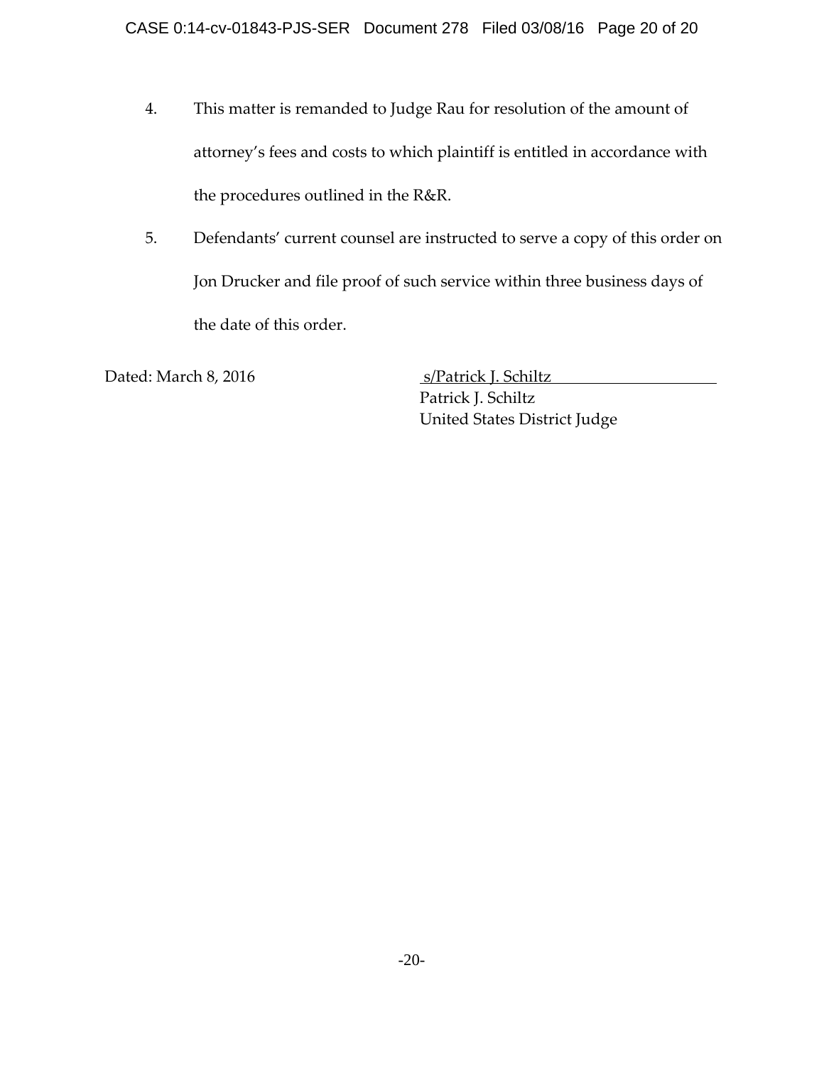4. This matter is remanded to Judge Rau for resolution of the amount of attorney's fees and costs to which plaintiff is entitled in accordance with the procedures outlined in the R&R.

5. Defendants' current counsel are instructed to serve a copy of this order on Jon Drucker and file proof of such service within three business days of the date of this order.

Dated: March 8, 2016

s/Patrick J. Schiltz
Patrick J. Schiltz
United States District Judge